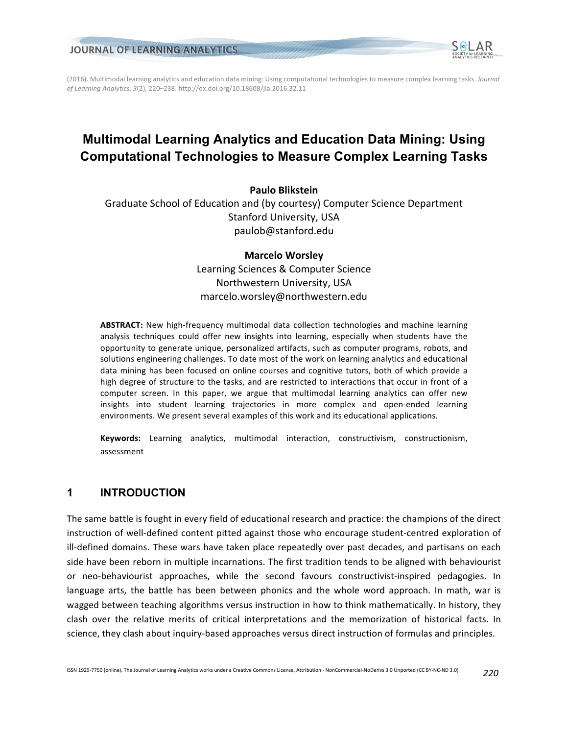(2016). Multimodal learning analytics and education data mining: Using computational technologies to measure complex learning tasks. *Journal of Learning Analytics*, *3*(2), 220–238. http://dx.doi.org/10.18608/jla.2016.32.11

# Multimodal Learning Analytics and Education Data Mining: Using Computational Technologies to Measure Complex Learning Tasks

**Paulo Blikstein**
Graduate School of Education and (by courtesy) Computer Science Department
Stanford University, USA
paulob@stanford.edu

**Marcelo Worsley**
Learning Sciences & Computer Science
Northwestern University, USA
marcelo.worsley@northwestern.edu

**ABSTRACT:** New high-frequency multimodal data collection technologies and machine learning analysis techniques could offer new insights into learning, especially when students have the opportunity to generate unique, personalized artifacts, such as computer programs, robots, and solutions engineering challenges. To date most of the work on learning analytics and educational data mining has been focused on online courses and cognitive tutors, both of which provide a high degree of structure to the tasks, and are restricted to interactions that occur in front of a computer screen. In this paper, we argue that multimodal learning analytics can offer new insights into student learning trajectories in more complex and open-ended learning environments. We present several examples of this work and its educational applications.

**Keywords:** Learning analytics, multimodal interaction, constructivism, constructionism, assessment

## 1 INTRODUCTION

The same battle is fought in every field of educational research and practice: the champions of the direct instruction of well-defined content pitted against those who encourage student-centred exploration of ill-defined domains. These wars have taken place repeatedly over past decades, and partisans on each side have been reborn in multiple incarnations. The first tradition tends to be aligned with behaviourist or neo-behaviourist approaches, while the second favours constructivist-inspired pedagogies. In language arts, the battle has been between phonics and the whole word approach. In math, war is waged between teaching algorithms versus instruction in how to think mathematically. In history, they clash over the relative merits of critical interpretations and the memorization of historical facts. In science, they clash about inquiry-based approaches versus direct instruction of formulas and principles.

ISSN 1929-7750 (online). The Journal of Learning Analytics works under a Creative Commons License, Attribution - NonCommercial-NoDerivs 3.0 Unported (CC BY-NC-ND 3.0)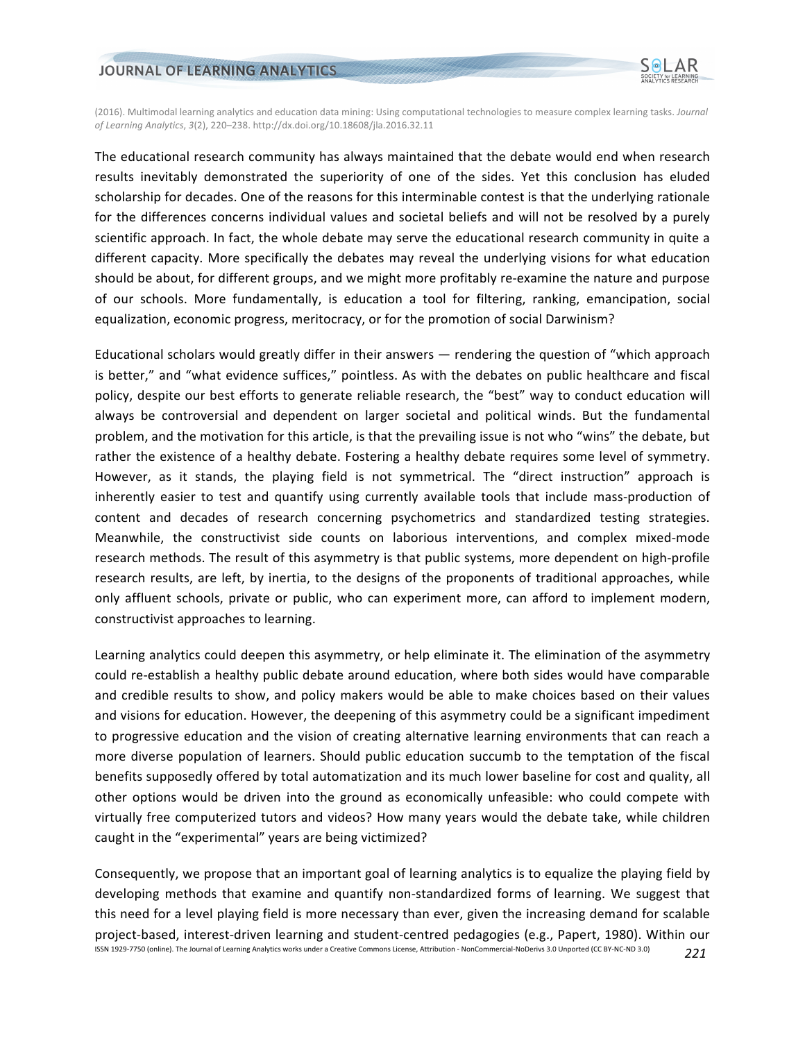The educational research community has always maintained that the debate would end when research results inevitably demonstrated the superiority of one of the sides. Yet this conclusion has eluded scholarship for decades. One of the reasons for this interminable contest is that the underlying rationale for the differences concerns individual values and societal beliefs and will not be resolved by a purely scientific approach. In fact, the whole debate may serve the educational research community in quite a different capacity. More specifically the debates may reveal the underlying visions for what education should be about, for different groups, and we might more profitably re-examine the nature and purpose of our schools. More fundamentally, is education a tool for filtering, ranking, emancipation, social equalization, economic progress, meritocracy, or for the promotion of social Darwinism?

Educational scholars would greatly differ in their answers — rendering the question of "which approach is better," and "what evidence suffices," pointless. As with the debates on public healthcare and fiscal policy, despite our best efforts to generate reliable research, the "best" way to conduct education will always be controversial and dependent on larger societal and political winds. But the fundamental problem, and the motivation for this article, is that the prevailing issue is not who "wins" the debate, but rather the existence of a healthy debate. Fostering a healthy debate requires some level of symmetry. However, as it stands, the playing field is not symmetrical. The "direct instruction" approach is inherently easier to test and quantify using currently available tools that include mass-production of content and decades of research concerning psychometrics and standardized testing strategies. Meanwhile, the constructivist side counts on laborious interventions, and complex mixed-mode research methods. The result of this asymmetry is that public systems, more dependent on high-profile research results, are left, by inertia, to the designs of the proponents of traditional approaches, while only affluent schools, private or public, who can experiment more, can afford to implement modern, constructivist approaches to learning.

Learning analytics could deepen this asymmetry, or help eliminate it. The elimination of the asymmetry could re-establish a healthy public debate around education, where both sides would have comparable and credible results to show, and policy makers would be able to make choices based on their values and visions for education. However, the deepening of this asymmetry could be a significant impediment to progressive education and the vision of creating alternative learning environments that can reach a more diverse population of learners. Should public education succumb to the temptation of the fiscal benefits supposedly offered by total automatization and its much lower baseline for cost and quality, all other options would be driven into the ground as economically unfeasible: who could compete with virtually free computerized tutors and videos? How many years would the debate take, while children caught in the "experimental" years are being victimized?

Consequently, we propose that an important goal of learning analytics is to equalize the playing field by developing methods that examine and quantify non-standardized forms of learning. We suggest that this need for a level playing field is more necessary than ever, given the increasing demand for scalable project-based, interest-driven learning and student-centred pedagogies (e.g., Papert, 1980). Within our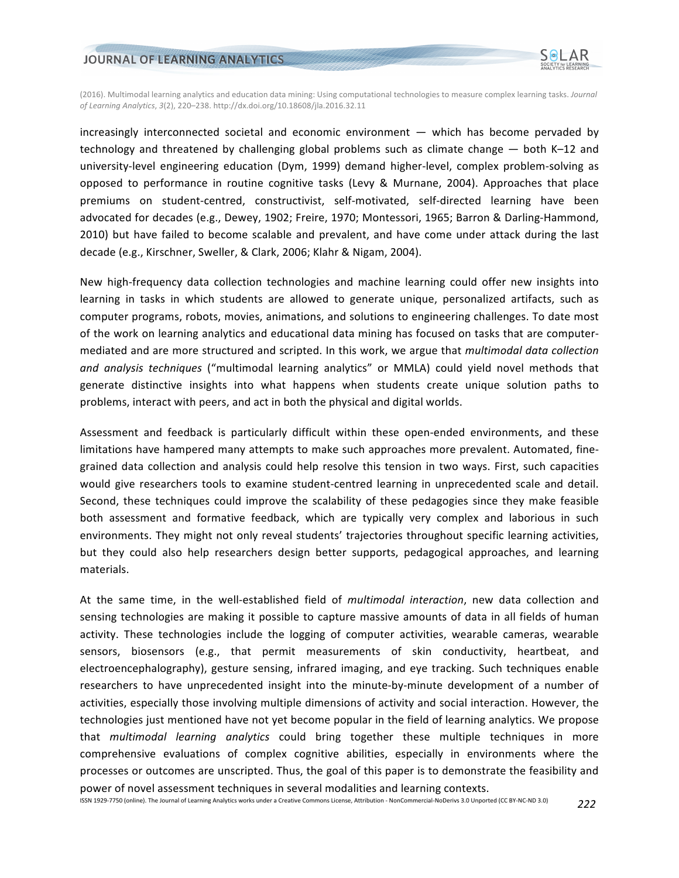increasingly interconnected societal and economic environment — which has become pervaded by technology and threatened by challenging global problems such as climate change — both K–12 and university-level engineering education (Dym, 1999) demand higher-level, complex problem-solving as opposed to performance in routine cognitive tasks (Levy & Murnane, 2004). Approaches that place premiums on student-centred, constructivist, self-motivated, self-directed learning have been advocated for decades (e.g., Dewey, 1902; Freire, 1970; Montessori, 1965; Barron & Darling-Hammond, 2010) but have failed to become scalable and prevalent, and have come under attack during the last decade (e.g., Kirschner, Sweller, & Clark, 2006; Klahr & Nigam, 2004).

New high-frequency data collection technologies and machine learning could offer new insights into learning in tasks in which students are allowed to generate unique, personalized artifacts, such as computer programs, robots, movies, animations, and solutions to engineering challenges. To date most of the work on learning analytics and educational data mining has focused on tasks that are computer-mediated and are more structured and scripted. In this work, we argue that *multimodal data collection and analysis techniques* ("multimodal learning analytics" or MMLA) could yield novel methods that generate distinctive insights into what happens when students create unique solution paths to problems, interact with peers, and act in both the physical and digital worlds.

Assessment and feedback is particularly difficult within these open-ended environments, and these limitations have hampered many attempts to make such approaches more prevalent. Automated, fine-grained data collection and analysis could help resolve this tension in two ways. First, such capacities would give researchers tools to examine student-centred learning in unprecedented scale and detail. Second, these techniques could improve the scalability of these pedagogies since they make feasible both assessment and formative feedback, which are typically very complex and laborious in such environments. They might not only reveal students' trajectories throughout specific learning activities, but they could also help researchers design better supports, pedagogical approaches, and learning materials.

At the same time, in the well-established field of *multimodal interaction*, new data collection and sensing technologies are making it possible to capture massive amounts of data in all fields of human activity. These technologies include the logging of computer activities, wearable cameras, wearable sensors, biosensors (e.g., that permit measurements of skin conductivity, heartbeat, and electroencephalography), gesture sensing, infrared imaging, and eye tracking. Such techniques enable researchers to have unprecedented insight into the minute-by-minute development of a number of activities, especially those involving multiple dimensions of activity and social interaction. However, the technologies just mentioned have not yet become popular in the field of learning analytics. We propose that *multimodal learning analytics* could bring together these multiple techniques in more comprehensive evaluations of complex cognitive abilities, especially in environments where the processes or outcomes are unscripted. Thus, the goal of this paper is to demonstrate the feasibility and power of novel assessment techniques in several modalities and learning contexts.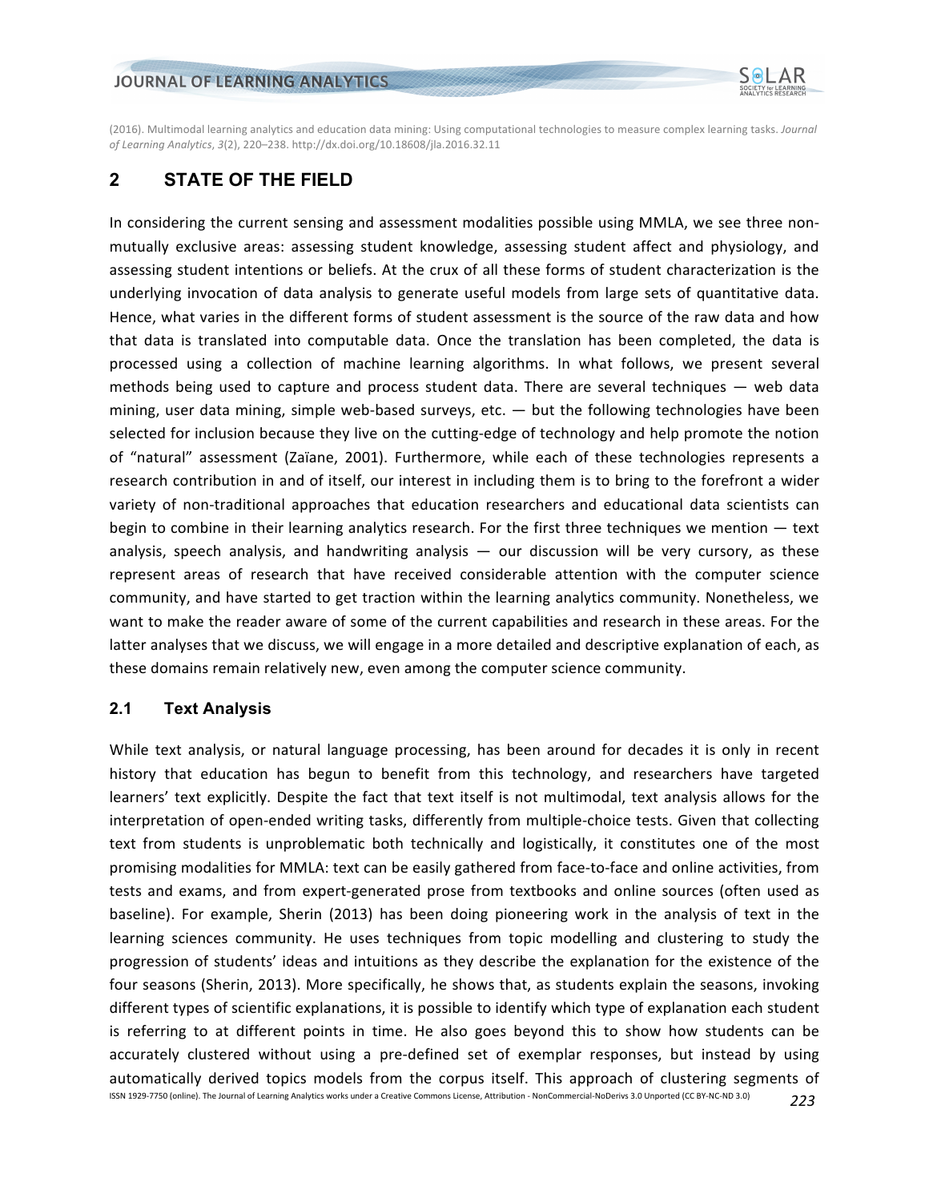## 2 STATE OF THE FIELD

In considering the current sensing and assessment modalities possible using MMLA, we see three non-mutually exclusive areas: assessing student knowledge, assessing student affect and physiology, and assessing student intentions or beliefs. At the crux of all these forms of student characterization is the underlying invocation of data analysis to generate useful models from large sets of quantitative data. Hence, what varies in the different forms of student assessment is the source of the raw data and how that data is translated into computable data. Once the translation has been completed, the data is processed using a collection of machine learning algorithms. In what follows, we present several methods being used to capture and process student data. There are several techniques — web data mining, user data mining, simple web-based surveys, etc. — but the following technologies have been selected for inclusion because they live on the cutting-edge of technology and help promote the notion of "natural" assessment (Zaïane, 2001). Furthermore, while each of these technologies represents a research contribution in and of itself, our interest in including them is to bring to the forefront a wider variety of non-traditional approaches that education researchers and educational data scientists can begin to combine in their learning analytics research. For the first three techniques we mention — text analysis, speech analysis, and handwriting analysis — our discussion will be very cursory, as these represent areas of research that have received considerable attention with the computer science community, and have started to get traction within the learning analytics community. Nonetheless, we want to make the reader aware of some of the current capabilities and research in these areas. For the latter analyses that we discuss, we will engage in a more detailed and descriptive explanation of each, as these domains remain relatively new, even among the computer science community.

### 2.1 Text Analysis

While text analysis, or natural language processing, has been around for decades it is only in recent history that education has begun to benefit from this technology, and researchers have targeted learners' text explicitly. Despite the fact that text itself is not multimodal, text analysis allows for the interpretation of open-ended writing tasks, differently from multiple-choice tests. Given that collecting text from students is unproblematic both technically and logistically, it constitutes one of the most promising modalities for MMLA: text can be easily gathered from face-to-face and online activities, from tests and exams, and from expert-generated prose from textbooks and online sources (often used as baseline). For example, Sherin (2013) has been doing pioneering work in the analysis of text in the learning sciences community. He uses techniques from topic modelling and clustering to study the progression of students' ideas and intuitions as they describe the explanation for the existence of the four seasons (Sherin, 2013). More specifically, he shows that, as students explain the seasons, invoking different types of scientific explanations, it is possible to identify which type of explanation each student is referring to at different points in time. He also goes beyond this to show how students can be accurately clustered without using a pre-defined set of exemplar responses, but instead by using automatically derived topics models from the corpus itself. This approach of clustering segments of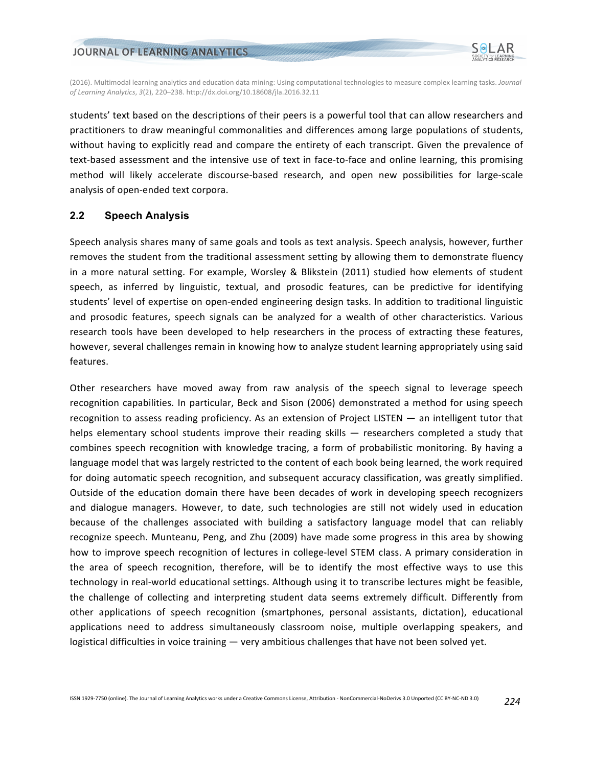students' text based on the descriptions of their peers is a powerful tool that can allow researchers and practitioners to draw meaningful commonalities and differences among large populations of students, without having to explicitly read and compare the entirety of each transcript. Given the prevalence of text-based assessment and the intensive use of text in face-to-face and online learning, this promising method will likely accelerate discourse-based research, and open new possibilities for large-scale analysis of open-ended text corpora.

## 2.2 Speech Analysis

Speech analysis shares many of same goals and tools as text analysis. Speech analysis, however, further removes the student from the traditional assessment setting by allowing them to demonstrate fluency in a more natural setting. For example, Worsley & Blikstein (2011) studied how elements of student speech, as inferred by linguistic, textual, and prosodic features, can be predictive for identifying students' level of expertise on open-ended engineering design tasks. In addition to traditional linguistic and prosodic features, speech signals can be analyzed for a wealth of other characteristics. Various research tools have been developed to help researchers in the process of extracting these features, however, several challenges remain in knowing how to analyze student learning appropriately using said features.

Other researchers have moved away from raw analysis of the speech signal to leverage speech recognition capabilities. In particular, Beck and Sison (2006) demonstrated a method for using speech recognition to assess reading proficiency. As an extension of Project LISTEN — an intelligent tutor that helps elementary school students improve their reading skills — researchers completed a study that combines speech recognition with knowledge tracing, a form of probabilistic monitoring. By having a language model that was largely restricted to the content of each book being learned, the work required for doing automatic speech recognition, and subsequent accuracy classification, was greatly simplified. Outside of the education domain there have been decades of work in developing speech recognizers and dialogue managers. However, to date, such technologies are still not widely used in education because of the challenges associated with building a satisfactory language model that can reliably recognize speech. Munteanu, Peng, and Zhu (2009) have made some progress in this area by showing how to improve speech recognition of lectures in college-level STEM class. A primary consideration in the area of speech recognition, therefore, will be to identify the most effective ways to use this technology in real-world educational settings. Although using it to transcribe lectures might be feasible, the challenge of collecting and interpreting student data seems extremely difficult. Differently from other applications of speech recognition (smartphones, personal assistants, dictation), educational applications need to address simultaneously classroom noise, multiple overlapping speakers, and logistical difficulties in voice training — very ambitious challenges that have not been solved yet.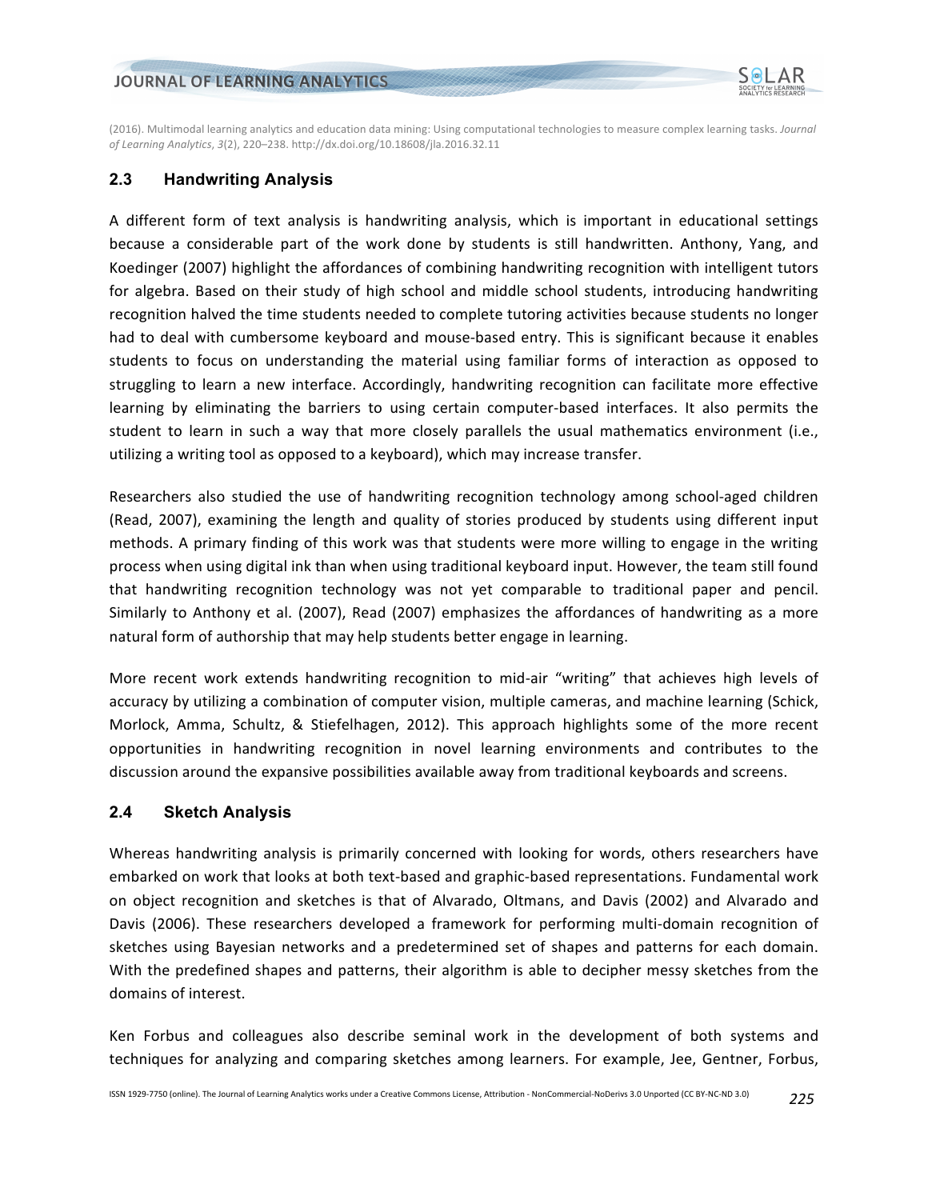## 2.3 Handwriting Analysis

A different form of text analysis is handwriting analysis, which is important in educational settings because a considerable part of the work done by students is still handwritten. Anthony, Yang, and Koedinger (2007) highlight the affordances of combining handwriting recognition with intelligent tutors for algebra. Based on their study of high school and middle school students, introducing handwriting recognition halved the time students needed to complete tutoring activities because students no longer had to deal with cumbersome keyboard and mouse-based entry. This is significant because it enables students to focus on understanding the material using familiar forms of interaction as opposed to struggling to learn a new interface. Accordingly, handwriting recognition can facilitate more effective learning by eliminating the barriers to using certain computer-based interfaces. It also permits the student to learn in such a way that more closely parallels the usual mathematics environment (i.e., utilizing a writing tool as opposed to a keyboard), which may increase transfer.

Researchers also studied the use of handwriting recognition technology among school-aged children (Read, 2007), examining the length and quality of stories produced by students using different input methods. A primary finding of this work was that students were more willing to engage in the writing process when using digital ink than when using traditional keyboard input. However, the team still found that handwriting recognition technology was not yet comparable to traditional paper and pencil. Similarly to Anthony et al. (2007), Read (2007) emphasizes the affordances of handwriting as a more natural form of authorship that may help students better engage in learning.

More recent work extends handwriting recognition to mid-air "writing" that achieves high levels of accuracy by utilizing a combination of computer vision, multiple cameras, and machine learning (Schick, Morlock, Amma, Schultz, & Stiefelhagen, 2012). This approach highlights some of the more recent opportunities in handwriting recognition in novel learning environments and contributes to the discussion around the expansive possibilities available away from traditional keyboards and screens.

## 2.4 Sketch Analysis

Whereas handwriting analysis is primarily concerned with looking for words, others researchers have embarked on work that looks at both text-based and graphic-based representations. Fundamental work on object recognition and sketches is that of Alvarado, Oltmans, and Davis (2002) and Alvarado and Davis (2006). These researchers developed a framework for performing multi-domain recognition of sketches using Bayesian networks and a predetermined set of shapes and patterns for each domain. With the predefined shapes and patterns, their algorithm is able to decipher messy sketches from the domains of interest.

Ken Forbus and colleagues also describe seminal work in the development of both systems and techniques for analyzing and comparing sketches among learners. For example, Jee, Gentner, Forbus,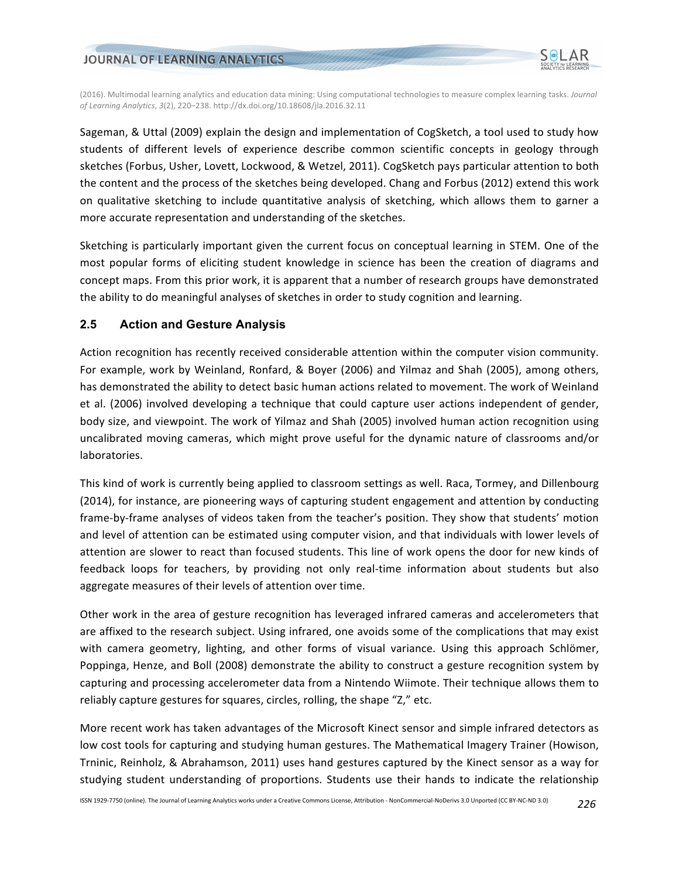Sageman, & Uttal (2009) explain the design and implementation of CogSketch, a tool used to study how students of different levels of experience describe common scientific concepts in geology through sketches (Forbus, Usher, Lovett, Lockwood, & Wetzel, 2011). CogSketch pays particular attention to both the content and the process of the sketches being developed. Chang and Forbus (2012) extend this work on qualitative sketching to include quantitative analysis of sketching, which allows them to garner a more accurate representation and understanding of the sketches.

Sketching is particularly important given the current focus on conceptual learning in STEM. One of the most popular forms of eliciting student knowledge in science has been the creation of diagrams and concept maps. From this prior work, it is apparent that a number of research groups have demonstrated the ability to do meaningful analyses of sketches in order to study cognition and learning.

## 2.5 Action and Gesture Analysis

Action recognition has recently received considerable attention within the computer vision community. For example, work by Weinland, Ronfard, & Boyer (2006) and Yilmaz and Shah (2005), among others, has demonstrated the ability to detect basic human actions related to movement. The work of Weinland et al. (2006) involved developing a technique that could capture user actions independent of gender, body size, and viewpoint. The work of Yilmaz and Shah (2005) involved human action recognition using uncalibrated moving cameras, which might prove useful for the dynamic nature of classrooms and/or laboratories.

This kind of work is currently being applied to classroom settings as well. Raca, Tormey, and Dillenbourg (2014), for instance, are pioneering ways of capturing student engagement and attention by conducting frame-by-frame analyses of videos taken from the teacher's position. They show that students' motion and level of attention can be estimated using computer vision, and that individuals with lower levels of attention are slower to react than focused students. This line of work opens the door for new kinds of feedback loops for teachers, by providing not only real-time information about students but also aggregate measures of their levels of attention over time.

Other work in the area of gesture recognition has leveraged infrared cameras and accelerometers that are affixed to the research subject. Using infrared, one avoids some of the complications that may exist with camera geometry, lighting, and other forms of visual variance. Using this approach Schlömer, Poppinga, Henze, and Boll (2008) demonstrate the ability to construct a gesture recognition system by capturing and processing accelerometer data from a Nintendo Wiimote. Their technique allows them to reliably capture gestures for squares, circles, rolling, the shape "Z," etc.

More recent work has taken advantages of the Microsoft Kinect sensor and simple infrared detectors as low cost tools for capturing and studying human gestures. The Mathematical Imagery Trainer (Howison, Trninic, Reinholz, & Abrahamson, 2011) uses hand gestures captured by the Kinect sensor as a way for studying student understanding of proportions. Students use their hands to indicate the relationship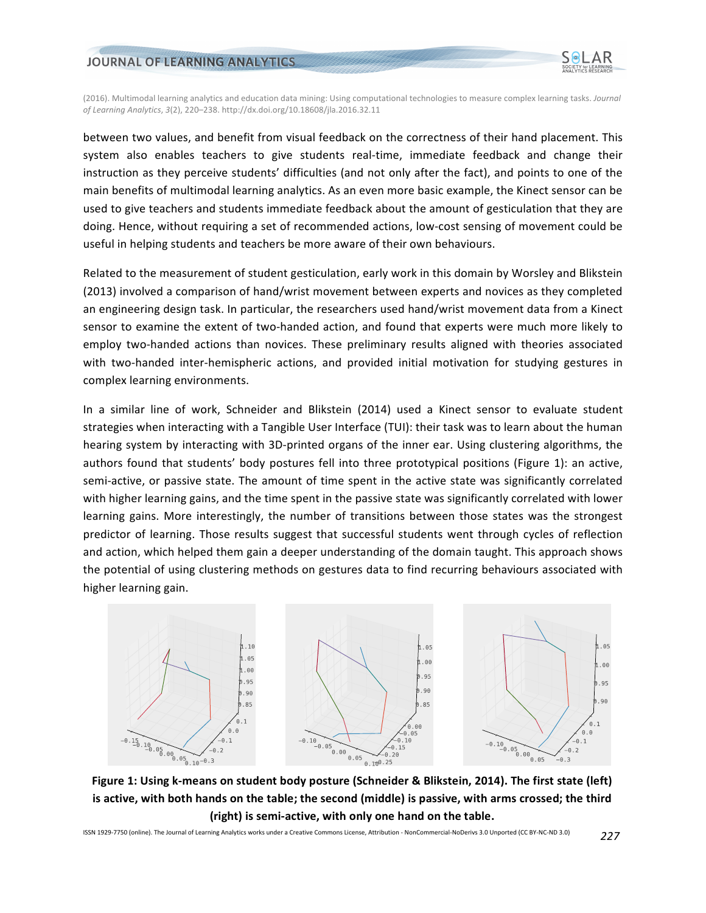between two values, and benefit from visual feedback on the correctness of their hand placement. This system also enables teachers to give students real-time, immediate feedback and change their instruction as they perceive students' difficulties (and not only after the fact), and points to one of the main benefits of multimodal learning analytics. As an even more basic example, the Kinect sensor can be used to give teachers and students immediate feedback about the amount of gesticulation that they are doing. Hence, without requiring a set of recommended actions, low-cost sensing of movement could be useful in helping students and teachers be more aware of their own behaviours.

Related to the measurement of student gesticulation, early work in this domain by Worsley and Blikstein (2013) involved a comparison of hand/wrist movement between experts and novices as they completed an engineering design task. In particular, the researchers used hand/wrist movement data from a Kinect sensor to examine the extent of two-handed action, and found that experts were much more likely to employ two-handed actions than novices. These preliminary results aligned with theories associated with two-handed inter-hemispheric actions, and provided initial motivation for studying gestures in complex learning environments.

In a similar line of work, Schneider and Blikstein (2014) used a Kinect sensor to evaluate student strategies when interacting with a Tangible User Interface (TUI): their task was to learn about the human hearing system by interacting with 3D-printed organs of the inner ear. Using clustering algorithms, the authors found that students' body postures fell into three prototypical positions (Figure 1): an active, semi-active, or passive state. The amount of time spent in the active state was significantly correlated with higher learning gains, and the time spent in the passive state was significantly correlated with lower learning gains. More interestingly, the number of transitions between those states was the strongest predictor of learning. Those results suggest that successful students went through cycles of reflection and action, which helped them gain a deeper understanding of the domain taught. This approach shows the potential of using clustering methods on gestures data to find recurring behaviours associated with higher learning gain.

**Figure 1: Using k-means on student body posture (Schneider & Blikstein, 2014). The first state (left) is active, with both hands on the table; the second (middle) is passive, with arms crossed; the third (right) is semi-active, with only one hand on the table.**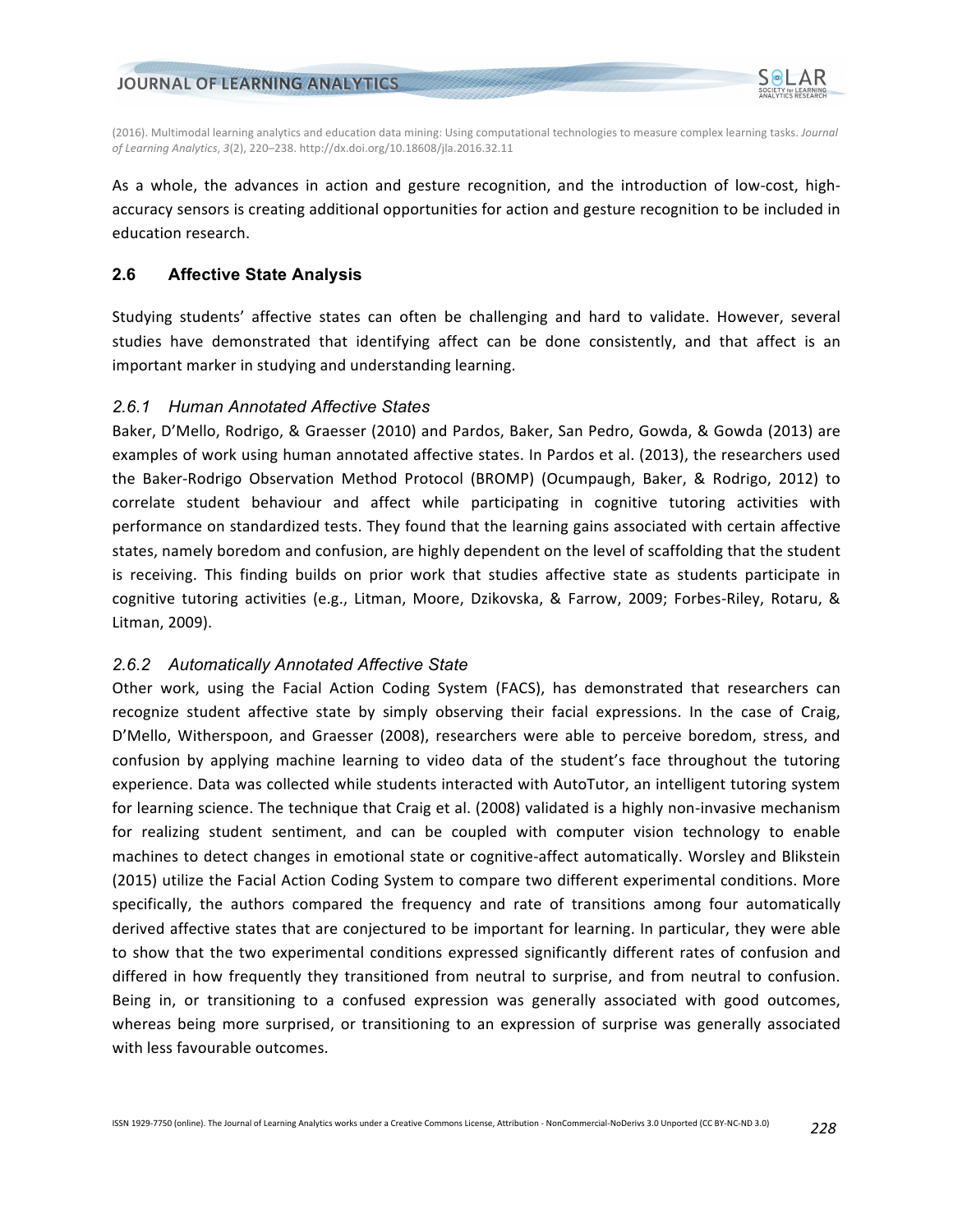As a whole, the advances in action and gesture recognition, and the introduction of low-cost, high-accuracy sensors is creating additional opportunities for action and gesture recognition to be included in education research.

## 2.6 Affective State Analysis

Studying students' affective states can often be challenging and hard to validate. However, several studies have demonstrated that identifying affect can be done consistently, and that affect is an important marker in studying and understanding learning.

### *2.6.1 Human Annotated Affective States*

Baker, D'Mello, Rodrigo, & Graesser (2010) and Pardos, Baker, San Pedro, Gowda, & Gowda (2013) are examples of work using human annotated affective states. In Pardos et al. (2013), the researchers used the Baker-Rodrigo Observation Method Protocol (BROMP) (Ocumpaugh, Baker, & Rodrigo, 2012) to correlate student behaviour and affect while participating in cognitive tutoring activities with performance on standardized tests. They found that the learning gains associated with certain affective states, namely boredom and confusion, are highly dependent on the level of scaffolding that the student is receiving. This finding builds on prior work that studies affective state as students participate in cognitive tutoring activities (e.g., Litman, Moore, Dzikovska, & Farrow, 2009; Forbes-Riley, Rotaru, & Litman, 2009).

### *2.6.2 Automatically Annotated Affective State*

Other work, using the Facial Action Coding System (FACS), has demonstrated that researchers can recognize student affective state by simply observing their facial expressions. In the case of Craig, D'Mello, Witherspoon, and Graesser (2008), researchers were able to perceive boredom, stress, and confusion by applying machine learning to video data of the student's face throughout the tutoring experience. Data was collected while students interacted with AutoTutor, an intelligent tutoring system for learning science. The technique that Craig et al. (2008) validated is a highly non-invasive mechanism for realizing student sentiment, and can be coupled with computer vision technology to enable machines to detect changes in emotional state or cognitive-affect automatically. Worsley and Blikstein (2015) utilize the Facial Action Coding System to compare two different experimental conditions. More specifically, the authors compared the frequency and rate of transitions among four automatically derived affective states that are conjectured to be important for learning. In particular, they were able to show that the two experimental conditions expressed significantly different rates of confusion and differed in how frequently they transitioned from neutral to surprise, and from neutral to confusion. Being in, or transitioning to a confused expression was generally associated with good outcomes, whereas being more surprised, or transitioning to an expression of surprise was generally associated with less favourable outcomes.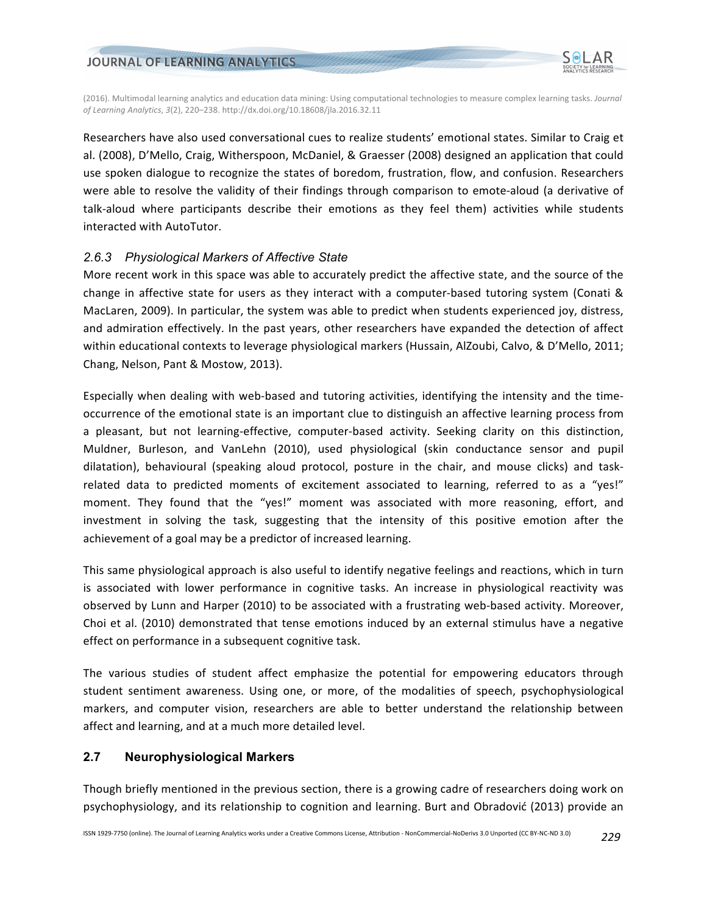Researchers have also used conversational cues to realize students' emotional states. Similar to Craig et al. (2008), D'Mello, Craig, Witherspoon, McDaniel, & Graesser (2008) designed an application that could use spoken dialogue to recognize the states of boredom, frustration, flow, and confusion. Researchers were able to resolve the validity of their findings through comparison to emote-aloud (a derivative of talk-aloud where participants describe their emotions as they feel them) activities while students interacted with AutoTutor.

### *2.6.3 Physiological Markers of Affective State*

More recent work in this space was able to accurately predict the affective state, and the source of the change in affective state for users as they interact with a computer-based tutoring system (Conati & MacLaren, 2009). In particular, the system was able to predict when students experienced joy, distress, and admiration effectively. In the past years, other researchers have expanded the detection of affect within educational contexts to leverage physiological markers (Hussain, AlZoubi, Calvo, & D'Mello, 2011; Chang, Nelson, Pant & Mostow, 2013).

Especially when dealing with web-based and tutoring activities, identifying the intensity and the time-occurrence of the emotional state is an important clue to distinguish an affective learning process from a pleasant, but not learning-effective, computer-based activity. Seeking clarity on this distinction, Muldner, Burleson, and VanLehn (2010), used physiological (skin conductance sensor and pupil dilatation), behavioural (speaking aloud protocol, posture in the chair, and mouse clicks) and task-related data to predicted moments of excitement associated to learning, referred to as a "yes!" moment. They found that the "yes!" moment was associated with more reasoning, effort, and investment in solving the task, suggesting that the intensity of this positive emotion after the achievement of a goal may be a predictor of increased learning.

This same physiological approach is also useful to identify negative feelings and reactions, which in turn is associated with lower performance in cognitive tasks. An increase in physiological reactivity was observed by Lunn and Harper (2010) to be associated with a frustrating web-based activity. Moreover, Choi et al. (2010) demonstrated that tense emotions induced by an external stimulus have a negative effect on performance in a subsequent cognitive task.

The various studies of student affect emphasize the potential for empowering educators through student sentiment awareness. Using one, or more, of the modalities of speech, psychophysiological markers, and computer vision, researchers are able to better understand the relationship between affect and learning, and at a much more detailed level.

## 2.7 Neurophysiological Markers

Though briefly mentioned in the previous section, there is a growing cadre of researchers doing work on psychophysiology, and its relationship to cognition and learning. Burt and Obradović (2013) provide an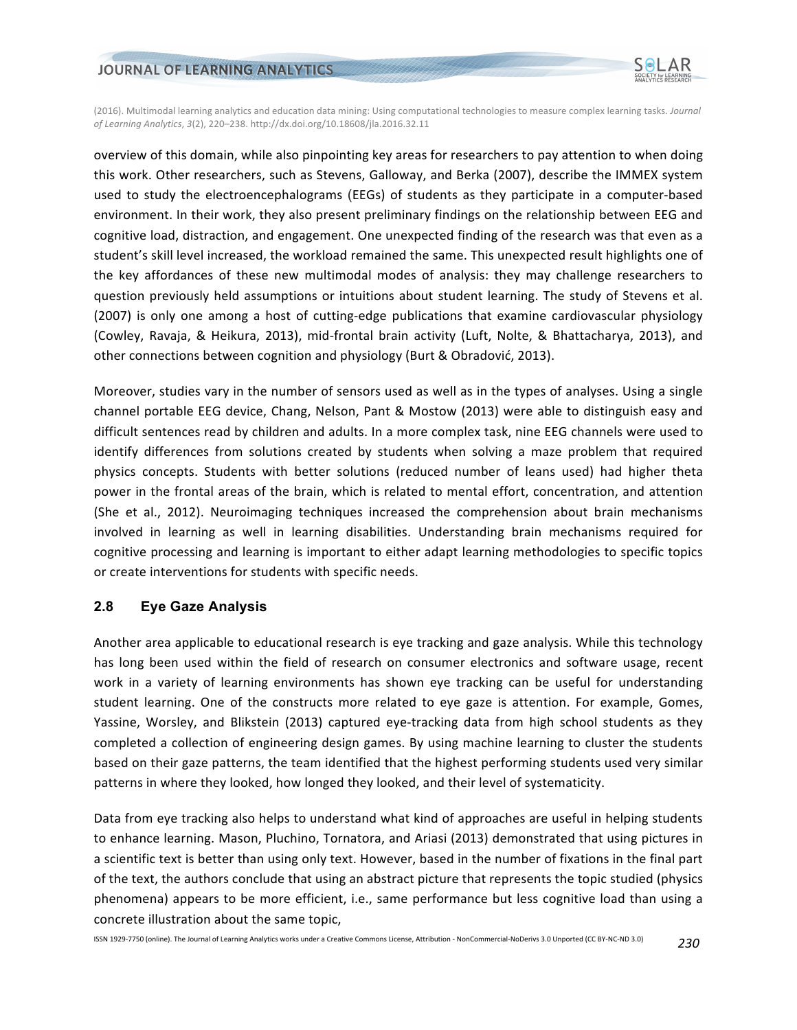overview of this domain, while also pinpointing key areas for researchers to pay attention to when doing this work. Other researchers, such as Stevens, Galloway, and Berka (2007), describe the IMMEX system used to study the electroencephalograms (EEGs) of students as they participate in a computer-based environment. In their work, they also present preliminary findings on the relationship between EEG and cognitive load, distraction, and engagement. One unexpected finding of the research was that even as a student's skill level increased, the workload remained the same. This unexpected result highlights one of the key affordances of these new multimodal modes of analysis: they may challenge researchers to question previously held assumptions or intuitions about student learning. The study of Stevens et al. (2007) is only one among a host of cutting-edge publications that examine cardiovascular physiology (Cowley, Ravaja, & Heikura, 2013), mid-frontal brain activity (Luft, Nolte, & Bhattacharya, 2013), and other connections between cognition and physiology (Burt & Obradović, 2013).

Moreover, studies vary in the number of sensors used as well as in the types of analyses. Using a single channel portable EEG device, Chang, Nelson, Pant & Mostow (2013) were able to distinguish easy and difficult sentences read by children and adults. In a more complex task, nine EEG channels were used to identify differences from solutions created by students when solving a maze problem that required physics concepts. Students with better solutions (reduced number of leans used) had higher theta power in the frontal areas of the brain, which is related to mental effort, concentration, and attention (She et al., 2012). Neuroimaging techniques increased the comprehension about brain mechanisms involved in learning as well in learning disabilities. Understanding brain mechanisms required for cognitive processing and learning is important to either adapt learning methodologies to specific topics or create interventions for students with specific needs.

## 2.8 Eye Gaze Analysis

Another area applicable to educational research is eye tracking and gaze analysis. While this technology has long been used within the field of research on consumer electronics and software usage, recent work in a variety of learning environments has shown eye tracking can be useful for understanding student learning. One of the constructs more related to eye gaze is attention. For example, Gomes, Yassine, Worsley, and Blikstein (2013) captured eye-tracking data from high school students as they completed a collection of engineering design games. By using machine learning to cluster the students based on their gaze patterns, the team identified that the highest performing students used very similar patterns in where they looked, how longed they looked, and their level of systematicity.

Data from eye tracking also helps to understand what kind of approaches are useful in helping students to enhance learning. Mason, Pluchino, Tornatora, and Ariasi (2013) demonstrated that using pictures in a scientific text is better than using only text. However, based in the number of fixations in the final part of the text, the authors conclude that using an abstract picture that represents the topic studied (physics phenomena) appears to be more efficient, i.e., same performance but less cognitive load than using a concrete illustration about the same topic,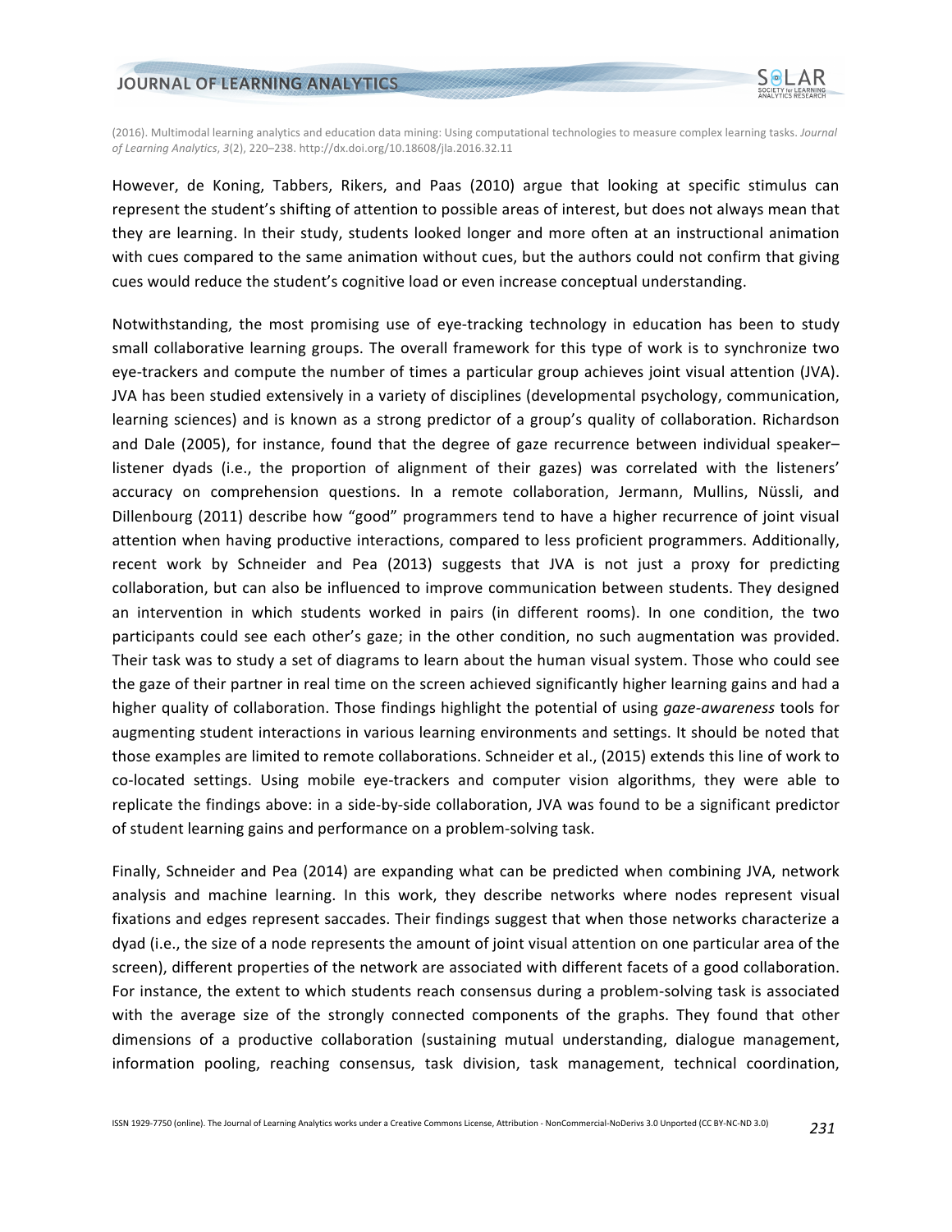However, de Koning, Tabbers, Rikers, and Paas (2010) argue that looking at specific stimulus can represent the student's shifting of attention to possible areas of interest, but does not always mean that they are learning. In their study, students looked longer and more often at an instructional animation with cues compared to the same animation without cues, but the authors could not confirm that giving cues would reduce the student's cognitive load or even increase conceptual understanding.

Notwithstanding, the most promising use of eye-tracking technology in education has been to study small collaborative learning groups. The overall framework for this type of work is to synchronize two eye-trackers and compute the number of times a particular group achieves joint visual attention (JVA). JVA has been studied extensively in a variety of disciplines (developmental psychology, communication, learning sciences) and is known as a strong predictor of a group's quality of collaboration. Richardson and Dale (2005), for instance, found that the degree of gaze recurrence between individual speaker–listener dyads (i.e., the proportion of alignment of their gazes) was correlated with the listeners' accuracy on comprehension questions. In a remote collaboration, Jermann, Mullins, Nüssli, and Dillenbourg (2011) describe how "good" programmers tend to have a higher recurrence of joint visual attention when having productive interactions, compared to less proficient programmers. Additionally, recent work by Schneider and Pea (2013) suggests that JVA is not just a proxy for predicting collaboration, but can also be influenced to improve communication between students. They designed an intervention in which students worked in pairs (in different rooms). In one condition, the two participants could see each other's gaze; in the other condition, no such augmentation was provided. Their task was to study a set of diagrams to learn about the human visual system. Those who could see the gaze of their partner in real time on the screen achieved significantly higher learning gains and had a higher quality of collaboration. Those findings highlight the potential of using *gaze-awareness* tools for augmenting student interactions in various learning environments and settings. It should be noted that those examples are limited to remote collaborations. Schneider et al., (2015) extends this line of work to co-located settings. Using mobile eye-trackers and computer vision algorithms, they were able to replicate the findings above: in a side-by-side collaboration, JVA was found to be a significant predictor of student learning gains and performance on a problem-solving task.

Finally, Schneider and Pea (2014) are expanding what can be predicted when combining JVA, network analysis and machine learning. In this work, they describe networks where nodes represent visual fixations and edges represent saccades. Their findings suggest that when those networks characterize a dyad (i.e., the size of a node represents the amount of joint visual attention on one particular area of the screen), different properties of the network are associated with different facets of a good collaboration. For instance, the extent to which students reach consensus during a problem-solving task is associated with the average size of the strongly connected components of the graphs. They found that other dimensions of a productive collaboration (sustaining mutual understanding, dialogue management, information pooling, reaching consensus, task division, task management, technical coordination,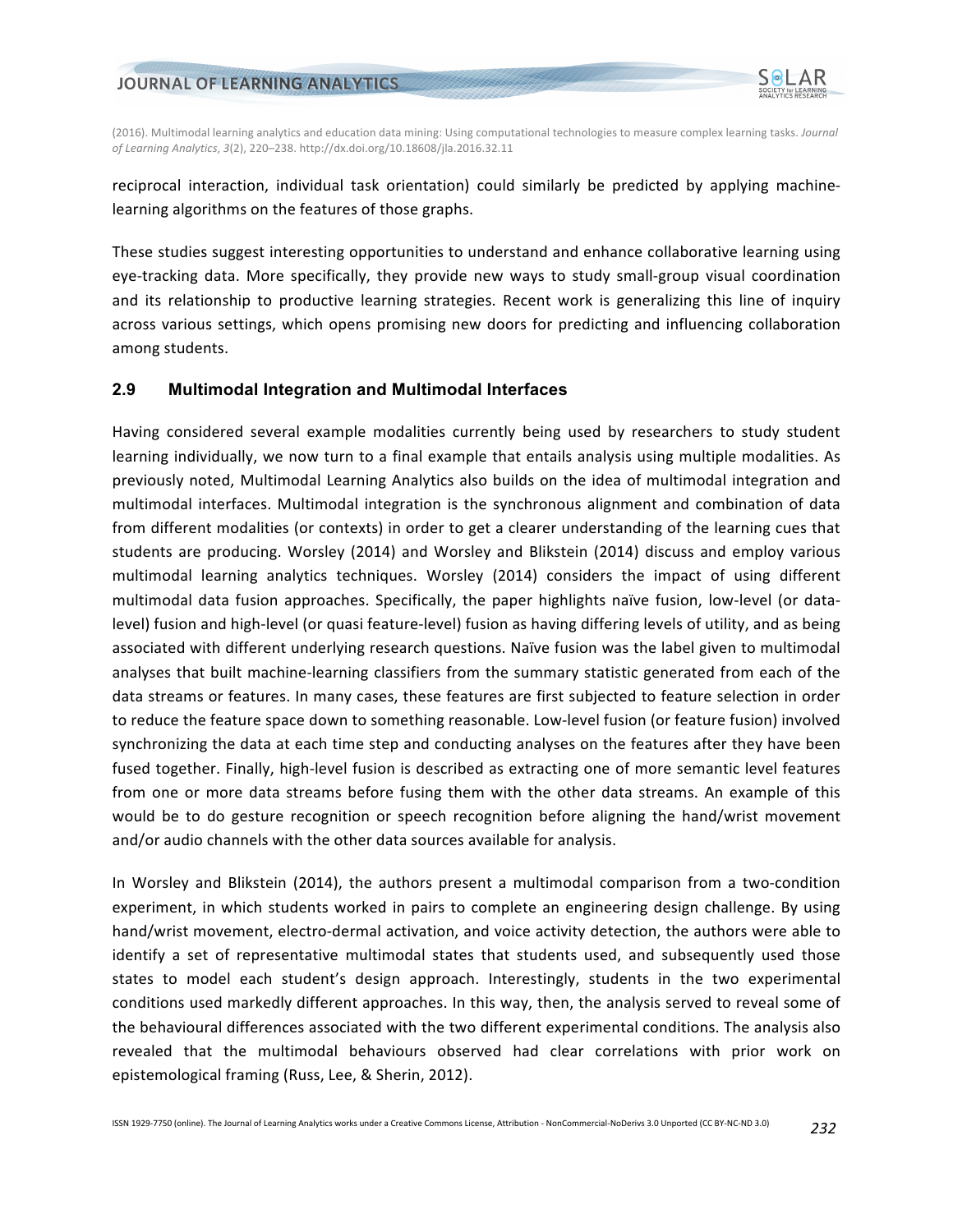reciprocal interaction, individual task orientation) could similarly be predicted by applying machine-learning algorithms on the features of those graphs.

These studies suggest interesting opportunities to understand and enhance collaborative learning using eye-tracking data. More specifically, they provide new ways to study small-group visual coordination and its relationship to productive learning strategies. Recent work is generalizing this line of inquiry across various settings, which opens promising new doors for predicting and influencing collaboration among students.

### 2.9 Multimodal Integration and Multimodal Interfaces

Having considered several example modalities currently being used by researchers to study student learning individually, we now turn to a final example that entails analysis using multiple modalities. As previously noted, Multimodal Learning Analytics also builds on the idea of multimodal integration and multimodal interfaces. Multimodal integration is the synchronous alignment and combination of data from different modalities (or contexts) in order to get a clearer understanding of the learning cues that students are producing. Worsley (2014) and Worsley and Blikstein (2014) discuss and employ various multimodal learning analytics techniques. Worsley (2014) considers the impact of using different multimodal data fusion approaches. Specifically, the paper highlights naïve fusion, low-level (or data-level) fusion and high-level (or quasi feature-level) fusion as having differing levels of utility, and as being associated with different underlying research questions. Naïve fusion was the label given to multimodal analyses that built machine-learning classifiers from the summary statistic generated from each of the data streams or features. In many cases, these features are first subjected to feature selection in order to reduce the feature space down to something reasonable. Low-level fusion (or feature fusion) involved synchronizing the data at each time step and conducting analyses on the features after they have been fused together. Finally, high-level fusion is described as extracting one of more semantic level features from one or more data streams before fusing them with the other data streams. An example of this would be to do gesture recognition or speech recognition before aligning the hand/wrist movement and/or audio channels with the other data sources available for analysis.

In Worsley and Blikstein (2014), the authors present a multimodal comparison from a two-condition experiment, in which students worked in pairs to complete an engineering design challenge. By using hand/wrist movement, electro-dermal activation, and voice activity detection, the authors were able to identify a set of representative multimodal states that students used, and subsequently used those states to model each student's design approach. Interestingly, students in the two experimental conditions used markedly different approaches. In this way, then, the analysis served to reveal some of the behavioural differences associated with the two different experimental conditions. The analysis also revealed that the multimodal behaviours observed had clear correlations with prior work on epistemological framing (Russ, Lee, & Sherin, 2012).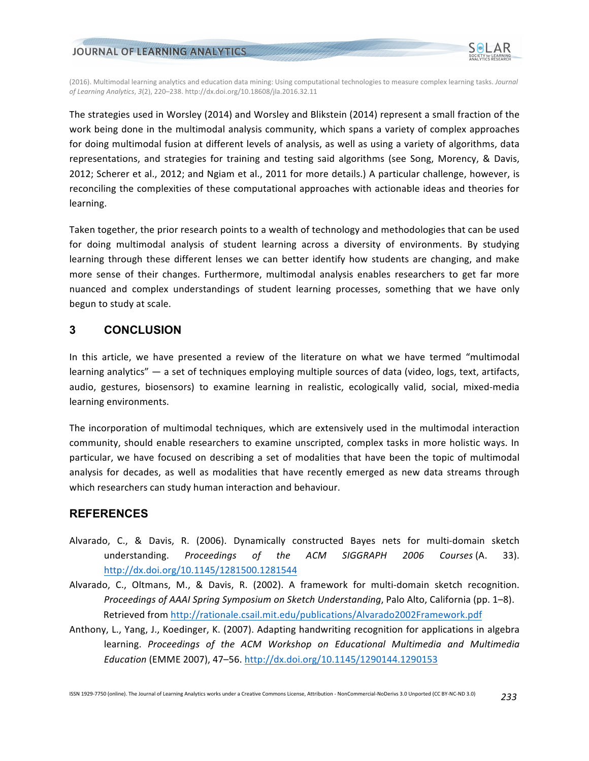The strategies used in Worsley (2014) and Worsley and Blikstein (2014) represent a small fraction of the work being done in the multimodal analysis community, which spans a variety of complex approaches for doing multimodal fusion at different levels of analysis, as well as using a variety of algorithms, data representations, and strategies for training and testing said algorithms (see Song, Morency, & Davis, 2012; Scherer et al., 2012; and Ngiam et al., 2011 for more details.) A particular challenge, however, is reconciling the complexities of these computational approaches with actionable ideas and theories for learning.

Taken together, the prior research points to a wealth of technology and methodologies that can be used for doing multimodal analysis of student learning across a diversity of environments. By studying learning through these different lenses we can better identify how students are changing, and make more sense of their changes. Furthermore, multimodal analysis enables researchers to get far more nuanced and complex understandings of student learning processes, something that we have only begun to study at scale.

## 3 CONCLUSION

In this article, we have presented a review of the literature on what we have termed "multimodal learning analytics" — a set of techniques employing multiple sources of data (video, logs, text, artifacts, audio, gestures, biosensors) to examine learning in realistic, ecologically valid, social, mixed-media learning environments.

The incorporation of multimodal techniques, which are extensively used in the multimodal interaction community, should enable researchers to examine unscripted, complex tasks in more holistic ways. In particular, we have focused on describing a set of modalities that have been the topic of multimodal analysis for decades, as well as modalities that have recently emerged as new data streams through which researchers can study human interaction and behaviour.

## REFERENCES

Alvarado, C., & Davis, R. (2006). Dynamically constructed Bayes nets for multi-domain sketch understanding. *Proceedings of the ACM SIGGRAPH 2006 Courses* (A. 33). http://dx.doi.org/10.1145/1281500.1281544

Alvarado, C., Oltmans, M., & Davis, R. (2002). A framework for multi-domain sketch recognition. *Proceedings of AAAI Spring Symposium on Sketch Understanding*, Palo Alto, California (pp. 1–8). Retrieved from http://rationale.csail.mit.edu/publications/Alvarado2002Framework.pdf

Anthony, L., Yang, J., Koedinger, K. (2007). Adapting handwriting recognition for applications in algebra learning. *Proceedings of the ACM Workshop on Educational Multimedia and Multimedia Education* (EMME 2007), 47–56. http://dx.doi.org/10.1145/1290144.1290153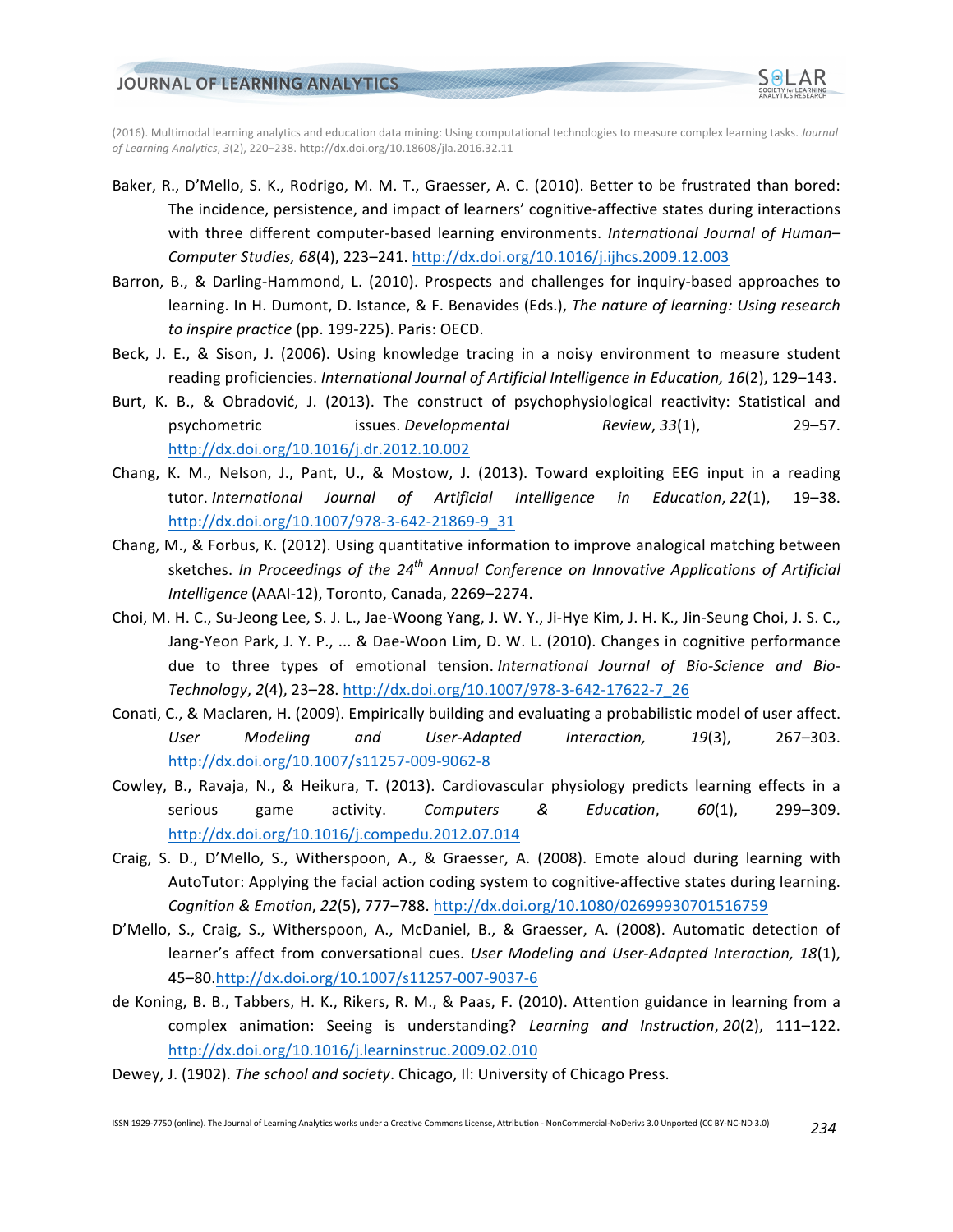Baker, R., D'Mello, S. K., Rodrigo, M. M. T., Graesser, A. C. (2010). Better to be frustrated than bored: The incidence, persistence, and impact of learners' cognitive-affective states during interactions with three different computer-based learning environments. *International Journal of Human–Computer Studies, 68*(4), 223–241. http://dx.doi.org/10.1016/j.ijhcs.2009.12.003

Barron, B., & Darling-Hammond, L. (2010). Prospects and challenges for inquiry-based approaches to learning. In H. Dumont, D. Istance, & F. Benavides (Eds.), *The nature of learning: Using research to inspire practice* (pp. 199-225). Paris: OECD.

Beck, J. E., & Sison, J. (2006). Using knowledge tracing in a noisy environment to measure student reading proficiencies. *International Journal of Artificial Intelligence in Education, 16*(2), 129–143.

Burt, K. B., & Obradović, J. (2013). The construct of psychophysiological reactivity: Statistical and psychometric issues. *Developmental Review*, *33*(1), 29–57. http://dx.doi.org/10.1016/j.dr.2012.10.002

Chang, K. M., Nelson, J., Pant, U., & Mostow, J. (2013). Toward exploiting EEG input in a reading tutor. *International Journal of Artificial Intelligence in Education*, *22*(1), 19–38. http://dx.doi.org/10.1007/978-3-642-21869-9_31

Chang, M., & Forbus, K. (2012). Using quantitative information to improve analogical matching between sketches. *In Proceedings of the 24th Annual Conference on Innovative Applications of Artificial Intelligence* (AAAI-12), Toronto, Canada, 2269–2274.

Choi, M. H. C., Su-Jeong Lee, S. J. L., Jae-Woong Yang, J. W. Y., Ji-Hye Kim, J. H. K., Jin-Seung Choi, J. S. C., Jang-Yeon Park, J. Y. P., ... & Dae-Woon Lim, D. W. L. (2010). Changes in cognitive performance due to three types of emotional tension. *International Journal of Bio-Science and Bio-Technology*, *2*(4), 23–28. http://dx.doi.org/10.1007/978-3-642-17622-7_26

Conati, C., & Maclaren, H. (2009). Empirically building and evaluating a probabilistic model of user affect. *User Modeling and User-Adapted Interaction, 19*(3), 267–303. http://dx.doi.org/10.1007/s11257-009-9062-8

Cowley, B., Ravaja, N., & Heikura, T. (2013). Cardiovascular physiology predicts learning effects in a serious game activity. *Computers & Education*, *60*(1), 299–309. http://dx.doi.org/10.1016/j.compedu.2012.07.014

Craig, S. D., D'Mello, S., Witherspoon, A., & Graesser, A. (2008). Emote aloud during learning with AutoTutor: Applying the facial action coding system to cognitive-affective states during learning. *Cognition & Emotion*, *22*(5), 777–788. http://dx.doi.org/10.1080/02699930701516759

D'Mello, S., Craig, S., Witherspoon, A., McDaniel, B., & Graesser, A. (2008). Automatic detection of learner's affect from conversational cues. *User Modeling and User-Adapted Interaction, 18*(1), 45–80. http://dx.doi.org/10.1007/s11257-007-9037-6

de Koning, B. B., Tabbers, H. K., Rikers, R. M., & Paas, F. (2010). Attention guidance in learning from a complex animation: Seeing is understanding? *Learning and Instruction*, *20*(2), 111–122. http://dx.doi.org/10.1016/j.learninstruc.2009.02.010

Dewey, J. (1902). *The school and society*. Chicago, Il: University of Chicago Press.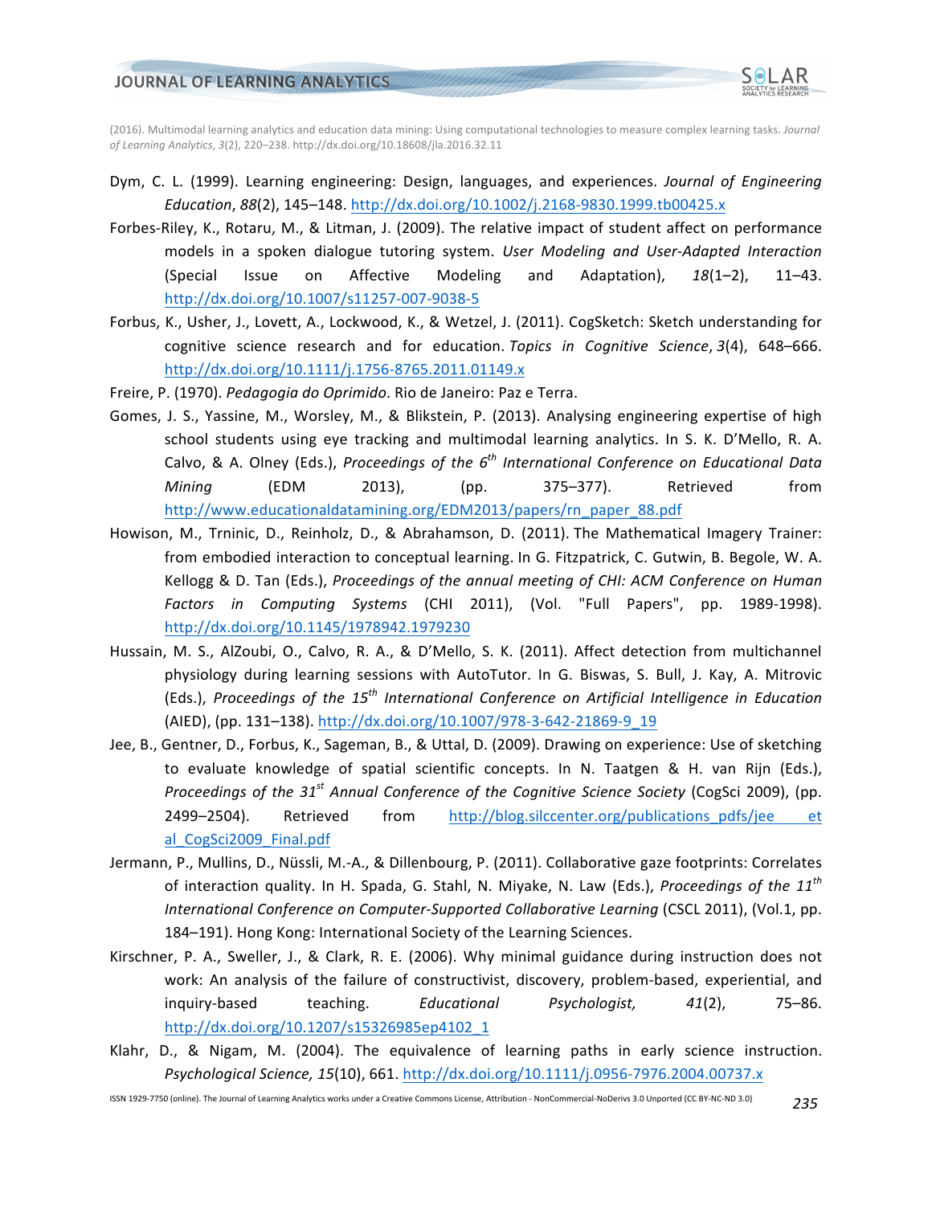Dym, C. L. (1999). Learning engineering: Design, languages, and experiences. *Journal of Engineering Education*, *88*(2), 145–148. http://dx.doi.org/10.1002/j.2168-9830.1999.tb00425.x

Forbes-Riley, K., Rotaru, M., & Litman, J. (2009). The relative impact of student affect on performance models in a spoken dialogue tutoring system. *User Modeling and User-Adapted Interaction* (Special Issue on Affective Modeling and Adaptation), *18*(1–2), 11–43. http://dx.doi.org/10.1007/s11257-007-9038-5

Forbus, K., Usher, J., Lovett, A., Lockwood, K., & Wetzel, J. (2011). CogSketch: Sketch understanding for cognitive science research and for education. *Topics in Cognitive Science*, *3*(4), 648–666. http://dx.doi.org/10.1111/j.1756-8765.2011.01149.x

Freire, P. (1970). *Pedagogia do Oprimido*. Rio de Janeiro: Paz e Terra.

Gomes, J. S., Yassine, M., Worsley, M., & Blikstein, P. (2013). Analysing engineering expertise of high school students using eye tracking and multimodal learning analytics. In S. K. D'Mello, R. A. Calvo, & A. Olney (Eds.), *Proceedings of the 6th International Conference on Educational Data Mining* (EDM 2013), (pp. 375–377). Retrieved from http://www.educationaldatamining.org/EDM2013/papers/rn_paper_88.pdf

Howison, M., Trninic, D., Reinholz, D., & Abrahamson, D. (2011). The Mathematical Imagery Trainer: from embodied interaction to conceptual learning. In G. Fitzpatrick, C. Gutwin, B. Begole, W. A. Kellogg & D. Tan (Eds.), *Proceedings of the annual meeting of CHI: ACM Conference on Human Factors in Computing Systems* (CHI 2011), (Vol. "Full Papers", pp. 1989-1998). http://dx.doi.org/10.1145/1978942.1979230

Hussain, M. S., AlZoubi, O., Calvo, R. A., & D'Mello, S. K. (2011). Affect detection from multichannel physiology during learning sessions with AutoTutor. In G. Biswas, S. Bull, J. Kay, A. Mitrovic (Eds.), *Proceedings of the 15th International Conference on Artificial Intelligence in Education* (AIED), (pp. 131–138). http://dx.doi.org/10.1007/978-3-642-21869-9_19

Jee, B., Gentner, D., Forbus, K., Sageman, B., & Uttal, D. (2009). Drawing on experience: Use of sketching to evaluate knowledge of spatial scientific concepts. In N. Taatgen & H. van Rijn (Eds.), *Proceedings of the 31st Annual Conference of the Cognitive Science Society* (CogSci 2009), (pp. 2499–2504). Retrieved from http://blog.silccenter.org/publications_pdfs/jee et al_CogSci2009_Final.pdf

Jermann, P., Mullins, D., Nüssli, M.-A., & Dillenbourg, P. (2011). Collaborative gaze footprints: Correlates of interaction quality. In H. Spada, G. Stahl, N. Miyake, N. Law (Eds.), *Proceedings of the 11th International Conference on Computer-Supported Collaborative Learning* (CSCL 2011), (Vol.1, pp. 184–191). Hong Kong: International Society of the Learning Sciences.

Kirschner, P. A., Sweller, J., & Clark, R. E. (2006). Why minimal guidance during instruction does not work: An analysis of the failure of constructivist, discovery, problem-based, experiential, and inquiry-based teaching. *Educational Psychologist,* *41*(2), 75–86. http://dx.doi.org/10.1207/s15326985ep4102_1

Klahr, D., & Nigam, M. (2004). The equivalence of learning paths in early science instruction. *Psychological Science, 15*(10), 661. http://dx.doi.org/10.1111/j.0956-7976.2004.00737.x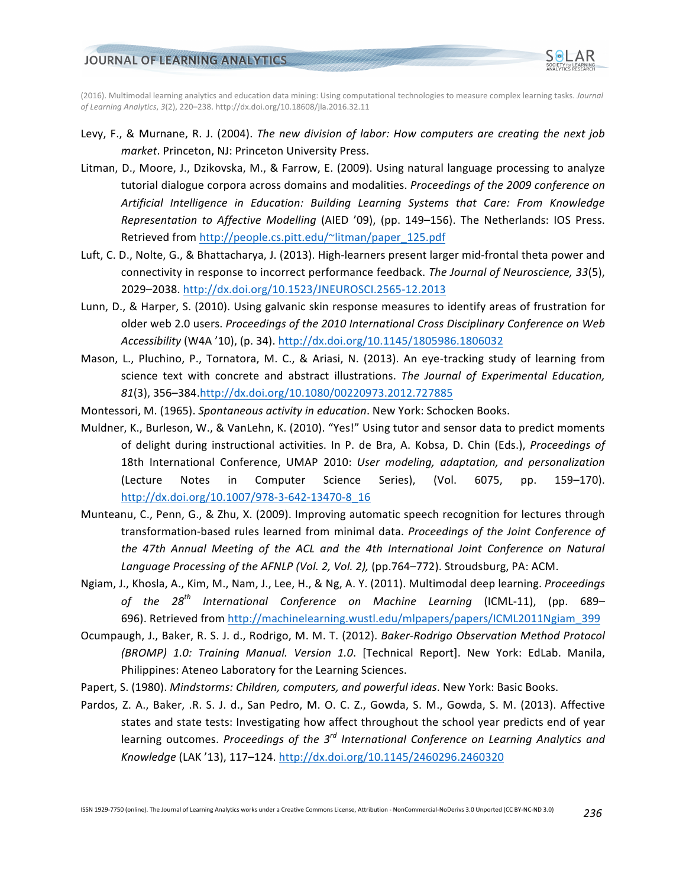Levy, F., & Murnane, R. J. (2004). *The new division of labor: How computers are creating the next job market*. Princeton, NJ: Princeton University Press.

Litman, D., Moore, J., Dzikovska, M., & Farrow, E. (2009). Using natural language processing to analyze tutorial dialogue corpora across domains and modalities. *Proceedings of the 2009 conference on Artificial Intelligence in Education: Building Learning Systems that Care: From Knowledge Representation to Affective Modelling* (AIED '09), (pp. 149–156). The Netherlands: IOS Press. Retrieved from http://people.cs.pitt.edu/~litman/paper_125.pdf

Luft, C. D., Nolte, G., & Bhattacharya, J. (2013). High-learners present larger mid-frontal theta power and connectivity in response to incorrect performance feedback. *The Journal of Neuroscience, 33*(5), 2029–2038. http://dx.doi.org/10.1523/JNEUROSCI.2565-12.2013

Lunn, D., & Harper, S. (2010). Using galvanic skin response measures to identify areas of frustration for older web 2.0 users. *Proceedings of the 2010 International Cross Disciplinary Conference on Web Accessibility* (W4A '10), (p. 34). http://dx.doi.org/10.1145/1805986.1806032

Mason, L., Pluchino, P., Tornatora, M. C., & Ariasi, N. (2013). An eye-tracking study of learning from science text with concrete and abstract illustrations. *The Journal of Experimental Education, 81*(3), 356–384.http://dx.doi.org/10.1080/00220973.2012.727885

Montessori, M. (1965). *Spontaneous activity in education*. New York: Schocken Books.

Muldner, K., Burleson, W., & VanLehn, K. (2010). "Yes!" Using tutor and sensor data to predict moments of delight during instructional activities. In P. de Bra, A. Kobsa, D. Chin (Eds.), *Proceedings of* 18th International Conference, UMAP 2010: *User modeling, adaptation, and personalization* (Lecture Notes in Computer Science Series), (Vol. 6075, pp. 159–170). http://dx.doi.org/10.1007/978-3-642-13470-8_16

Munteanu, C., Penn, G., & Zhu, X. (2009). Improving automatic speech recognition for lectures through transformation-based rules learned from minimal data. *Proceedings of the Joint Conference of the 47th Annual Meeting of the ACL and the 4th International Joint Conference on Natural Language Processing of the AFNLP (Vol. 2, Vol. 2),* (pp.764–772). Stroudsburg, PA: ACM.

Ngiam, J., Khosla, A., Kim, M., Nam, J., Lee, H., & Ng, A. Y. (2011). Multimodal deep learning. *Proceedings of the 28th International Conference on Machine Learning* (ICML-11), (pp. 689–696). Retrieved from http://machinelearning.wustl.edu/mlpapers/papers/ICML2011Ngiam_399

Ocumpaugh, J., Baker, R. S. J. d., Rodrigo, M. M. T. (2012). *Baker-Rodrigo Observation Method Protocol (BROMP) 1.0: Training Manual. Version 1.0*. [Technical Report]. New York: EdLab. Manila, Philippines: Ateneo Laboratory for the Learning Sciences.

Papert, S. (1980). *Mindstorms: Children, computers, and powerful ideas*. New York: Basic Books.

Pardos, Z. A., Baker, .R. S. J. d., San Pedro, M. O. C. Z., Gowda, S. M., Gowda, S. M. (2013). Affective states and state tests: Investigating how affect throughout the school year predicts end of year learning outcomes. *Proceedings of the 3rd International Conference on Learning Analytics and Knowledge* (LAK '13), 117–124. http://dx.doi.org/10.1145/2460296.2460320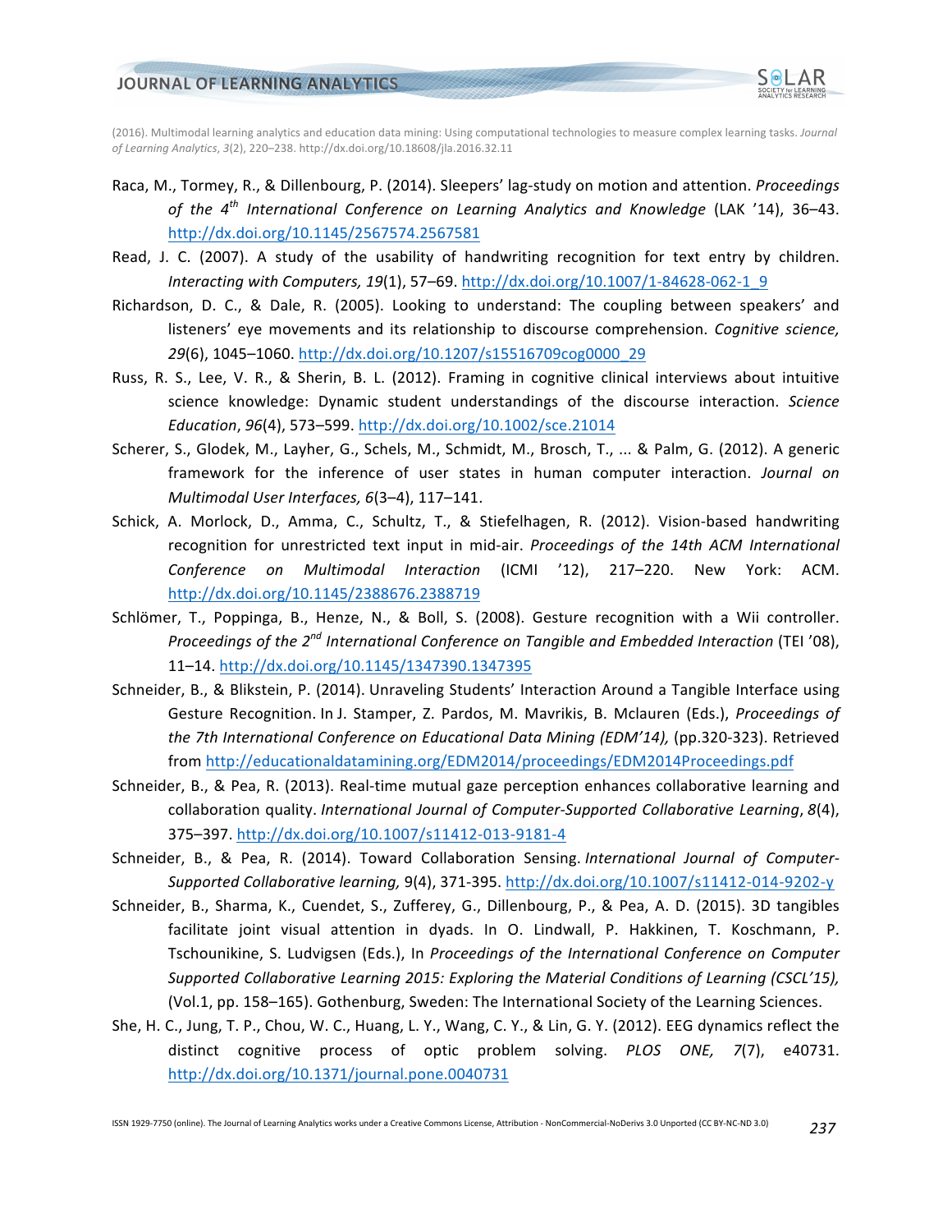Raca, M., Tormey, R., & Dillenbourg, P. (2014). Sleepers' lag-study on motion and attention. *Proceedings of the 4th International Conference on Learning Analytics and Knowledge* (LAK '14), 36–43. http://dx.doi.org/10.1145/2567574.2567581

Read, J. C. (2007). A study of the usability of handwriting recognition for text entry by children. *Interacting with Computers, 19*(1), 57–69. http://dx.doi.org/10.1007/1-84628-062-1_9

Richardson, D. C., & Dale, R. (2005). Looking to understand: The coupling between speakers' and listeners' eye movements and its relationship to discourse comprehension. *Cognitive science, 29*(6), 1045–1060. http://dx.doi.org/10.1207/s15516709cog0000_29

Russ, R. S., Lee, V. R., & Sherin, B. L. (2012). Framing in cognitive clinical interviews about intuitive science knowledge: Dynamic student understandings of the discourse interaction. *Science Education*, *96*(4), 573–599. http://dx.doi.org/10.1002/sce.21014

Scherer, S., Glodek, M., Layher, G., Schels, M., Schmidt, M., Brosch, T., ... & Palm, G. (2012). A generic framework for the inference of user states in human computer interaction. *Journal on Multimodal User Interfaces, 6*(3–4), 117–141.

Schick, A. Morlock, D., Amma, C., Schultz, T., & Stiefelhagen, R. (2012). Vision-based handwriting recognition for unrestricted text input in mid-air. *Proceedings of the 14th ACM International Conference on Multimodal Interaction* (ICMI '12), 217–220. New York: ACM. http://dx.doi.org/10.1145/2388676.2388719

Schlömer, T., Poppinga, B., Henze, N., & Boll, S. (2008). Gesture recognition with a Wii controller. *Proceedings of the 2nd International Conference on Tangible and Embedded Interaction* (TEI '08), 11–14. http://dx.doi.org/10.1145/1347390.1347395

Schneider, B., & Blikstein, P. (2014). Unraveling Students' Interaction Around a Tangible Interface using Gesture Recognition. In J. Stamper, Z. Pardos, M. Mavrikis, B. Mclauren (Eds.), *Proceedings of the 7th International Conference on Educational Data Mining (EDM'14),* (pp.320-323). Retrieved from http://educationaldatamining.org/EDM2014/proceedings/EDM2014Proceedings.pdf

Schneider, B., & Pea, R. (2013). Real-time mutual gaze perception enhances collaborative learning and collaboration quality. *International Journal of Computer-Supported Collaborative Learning*, *8*(4), 375–397. http://dx.doi.org/10.1007/s11412-013-9181-4

Schneider, B., & Pea, R. (2014). Toward Collaboration Sensing. *International Journal of Computer-Supported Collaborative learning,* 9(4), 371-395. http://dx.doi.org/10.1007/s11412-014-9202-y

Schneider, B., Sharma, K., Cuendet, S., Zufferey, G., Dillenbourg, P., & Pea, A. D. (2015). 3D tangibles facilitate joint visual attention in dyads. In O. Lindwall, P. Hakkinen, T. Koschmann, P. Tschounikine, S. Ludvigsen (Eds.), In *Proceedings of the International Conference on Computer Supported Collaborative Learning 2015: Exploring the Material Conditions of Learning (CSCL'15),* (Vol.1, pp. 158–165). Gothenburg, Sweden: The International Society of the Learning Sciences.

She, H. C., Jung, T. P., Chou, W. C., Huang, L. Y., Wang, C. Y., & Lin, G. Y. (2012). EEG dynamics reflect the distinct cognitive process of optic problem solving. *PLOS ONE, 7*(7), e40731. http://dx.doi.org/10.1371/journal.pone.0040731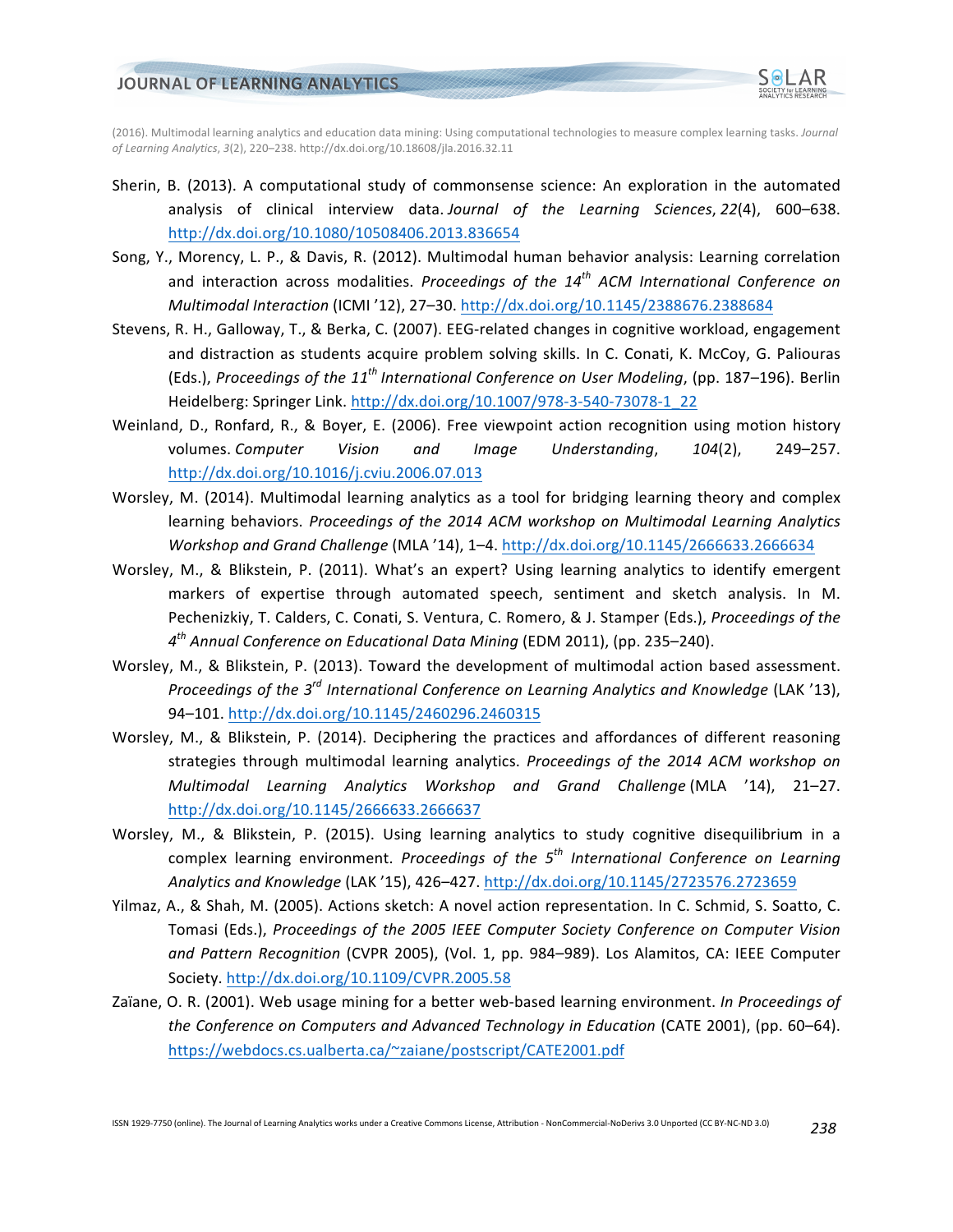Sherin, B. (2013). A computational study of commonsense science: An exploration in the automated analysis of clinical interview data. *Journal of the Learning Sciences*, *22*(4), 600–638. http://dx.doi.org/10.1080/10508406.2013.836654

Song, Y., Morency, L. P., & Davis, R. (2012). Multimodal human behavior analysis: Learning correlation and interaction across modalities. *Proceedings of the 14th ACM International Conference on Multimodal Interaction* (ICMI '12), 27–30. http://dx.doi.org/10.1145/2388676.2388684

Stevens, R. H., Galloway, T., & Berka, C. (2007). EEG-related changes in cognitive workload, engagement and distraction as students acquire problem solving skills. In C. Conati, K. McCoy, G. Paliouras (Eds.), *Proceedings of the 11th International Conference on User Modeling*, (pp. 187–196). Berlin Heidelberg: Springer Link. http://dx.doi.org/10.1007/978-3-540-73078-1_22

Weinland, D., Ronfard, R., & Boyer, E. (2006). Free viewpoint action recognition using motion history volumes. *Computer Vision and Image Understanding*, *104*(2), 249–257. http://dx.doi.org/10.1016/j.cviu.2006.07.013

Worsley, M. (2014). Multimodal learning analytics as a tool for bridging learning theory and complex learning behaviors. *Proceedings of the 2014 ACM workshop on Multimodal Learning Analytics Workshop and Grand Challenge* (MLA '14), 1–4. http://dx.doi.org/10.1145/2666633.2666634

Worsley, M., & Blikstein, P. (2011). What's an expert? Using learning analytics to identify emergent markers of expertise through automated speech, sentiment and sketch analysis. In M. Pechenizkiy, T. Calders, C. Conati, S. Ventura, C. Romero, & J. Stamper (Eds.), *Proceedings of the 4th Annual Conference on Educational Data Mining* (EDM 2011), (pp. 235–240).

Worsley, M., & Blikstein, P. (2013). Toward the development of multimodal action based assessment. *Proceedings of the 3rd International Conference on Learning Analytics and Knowledge* (LAK '13), 94–101. http://dx.doi.org/10.1145/2460296.2460315

Worsley, M., & Blikstein, P. (2014). Deciphering the practices and affordances of different reasoning strategies through multimodal learning analytics. *Proceedings of the 2014 ACM workshop on Multimodal Learning Analytics Workshop and Grand Challenge* (MLA '14), 21–27. http://dx.doi.org/10.1145/2666633.2666637

Worsley, M., & Blikstein, P. (2015). Using learning analytics to study cognitive disequilibrium in a complex learning environment. *Proceedings of the 5th International Conference on Learning Analytics and Knowledge* (LAK '15), 426–427. http://dx.doi.org/10.1145/2723576.2723659

Yilmaz, A., & Shah, M. (2005). Actions sketch: A novel action representation. In C. Schmid, S. Soatto, C. Tomasi (Eds.), *Proceedings of the 2005 IEEE Computer Society Conference on Computer Vision and Pattern Recognition* (CVPR 2005), (Vol. 1, pp. 984–989). Los Alamitos, CA: IEEE Computer Society. http://dx.doi.org/10.1109/CVPR.2005.58

Zaïane, O. R. (2001). Web usage mining for a better web-based learning environment. *In Proceedings of the Conference on Computers and Advanced Technology in Education* (CATE 2001), (pp. 60–64). https://webdocs.cs.ualberta.ca/~zaiane/postscript/CATE2001.pdf